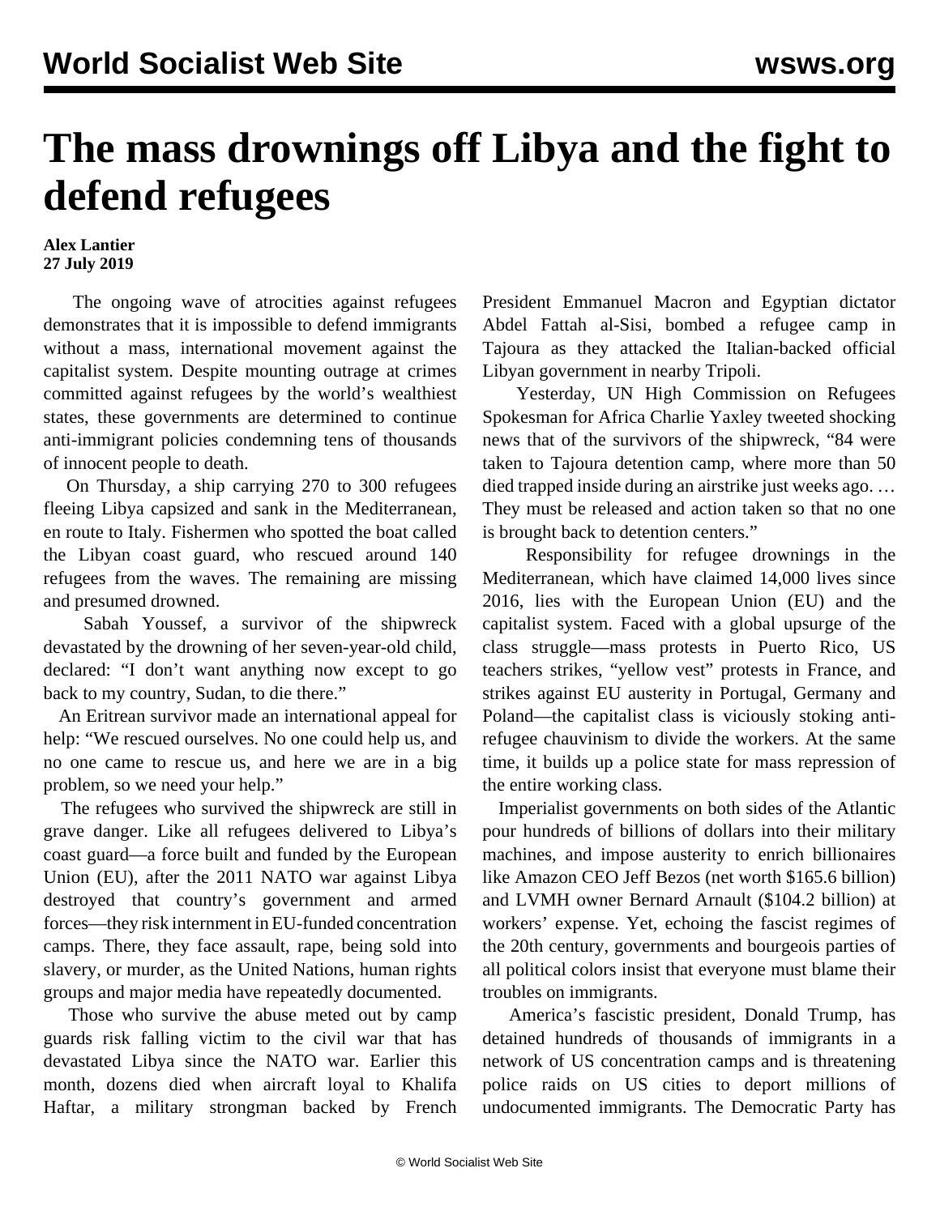# The mass drownings off Libya and the fight to defend refugees

**Alex Lantier**
**27 July 2019**

The ongoing wave of atrocities against refugees demonstrates that it is impossible to defend immigrants without a mass, international movement against the capitalist system. Despite mounting outrage at crimes committed against refugees by the world's wealthiest states, these governments are determined to continue anti-immigrant policies condemning tens of thousands of innocent people to death.

On Thursday, a ship carrying 270 to 300 refugees fleeing Libya capsized and sank in the Mediterranean, en route to Italy. Fishermen who spotted the boat called the Libyan coast guard, who rescued around 140 refugees from the waves. The remaining are missing and presumed drowned.

Sabah Youssef, a survivor of the shipwreck devastated by the drowning of her seven-year-old child, declared: "I don't want anything now except to go back to my country, Sudan, to die there."

An Eritrean survivor made an international appeal for help: "We rescued ourselves. No one could help us, and no one came to rescue us, and here we are in a big problem, so we need your help."

The refugees who survived the shipwreck are still in grave danger. Like all refugees delivered to Libya's coast guard—a force built and funded by the European Union (EU), after the 2011 NATO war against Libya destroyed that country's government and armed forces—they risk internment in EU-funded concentration camps. There, they face assault, rape, being sold into slavery, or murder, as the United Nations, human rights groups and major media have repeatedly documented.

Those who survive the abuse meted out by camp guards risk falling victim to the civil war that has devastated Libya since the NATO war. Earlier this month, dozens died when aircraft loyal to Khalifa Haftar, a military strongman backed by French President Emmanuel Macron and Egyptian dictator Abdel Fattah al-Sisi, bombed a refugee camp in Tajoura as they attacked the Italian-backed official Libyan government in nearby Tripoli.

Yesterday, UN High Commission on Refugees Spokesman for Africa Charlie Yaxley tweeted shocking news that of the survivors of the shipwreck, "84 were taken to Tajoura detention camp, where more than 50 died trapped inside during an airstrike just weeks ago. … They must be released and action taken so that no one is brought back to detention centers."

Responsibility for refugee drownings in the Mediterranean, which have claimed 14,000 lives since 2016, lies with the European Union (EU) and the capitalist system. Faced with a global upsurge of the class struggle—mass protests in Puerto Rico, US teachers strikes, "yellow vest" protests in France, and strikes against EU austerity in Portugal, Germany and Poland—the capitalist class is viciously stoking anti-refugee chauvinism to divide the workers. At the same time, it builds up a police state for mass repression of the entire working class.

Imperialist governments on both sides of the Atlantic pour hundreds of billions of dollars into their military machines, and impose austerity to enrich billionaires like Amazon CEO Jeff Bezos (net worth $165.6 billion) and LVMH owner Bernard Arnault ($104.2 billion) at workers' expense. Yet, echoing the fascist regimes of the 20th century, governments and bourgeois parties of all political colors insist that everyone must blame their troubles on immigrants.

America's fascistic president, Donald Trump, has detained hundreds of thousands of immigrants in a network of US concentration camps and is threatening police raids on US cities to deport millions of undocumented immigrants. The Democratic Party has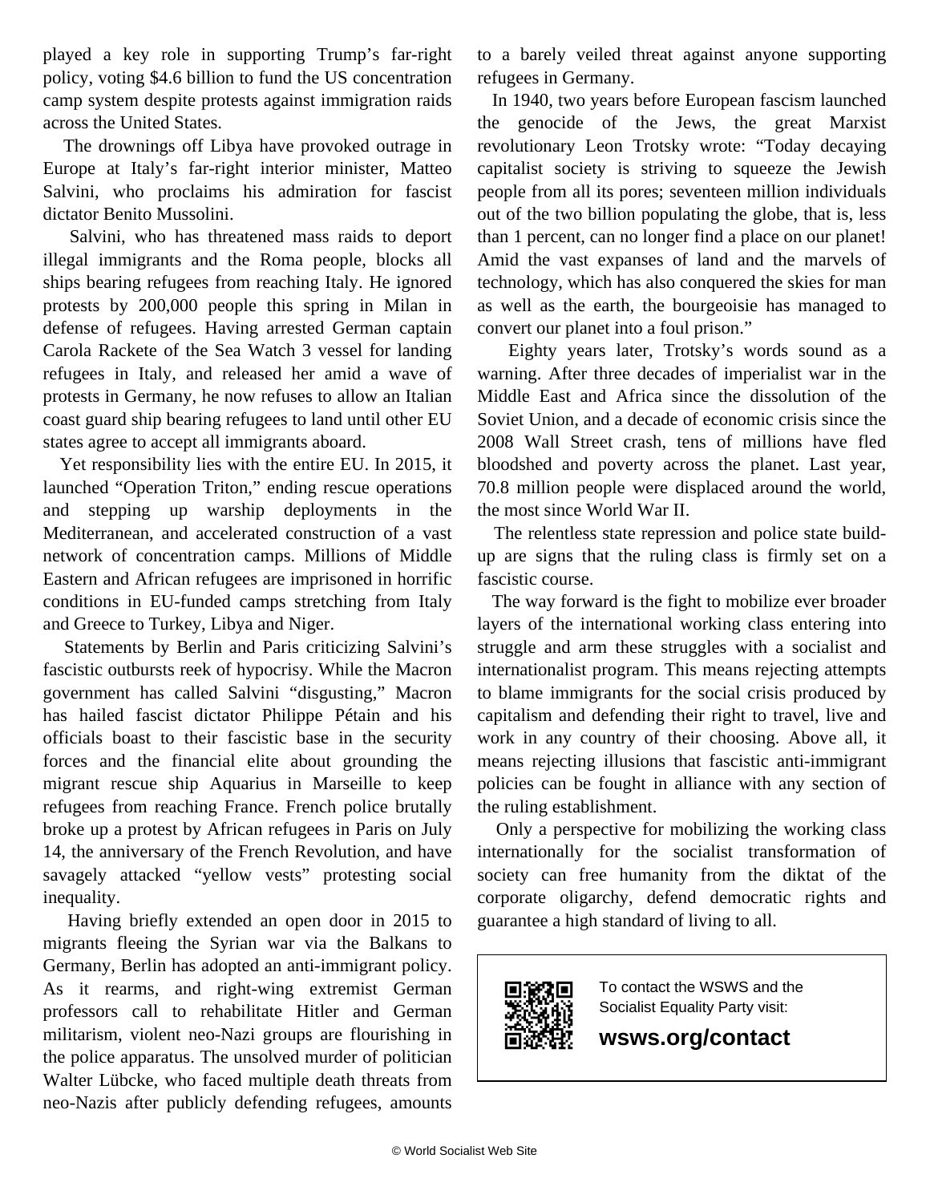played a key role in supporting Trump's far-right policy, voting $4.6 billion to fund the US concentration camp system despite protests against immigration raids across the United States.

The drownings off Libya have provoked outrage in Europe at Italy's far-right interior minister, Matteo Salvini, who proclaims his admiration for fascist dictator Benito Mussolini.

Salvini, who has threatened mass raids to deport illegal immigrants and the Roma people, blocks all ships bearing refugees from reaching Italy. He ignored protests by 200,000 people this spring in Milan in defense of refugees. Having arrested German captain Carola Rackete of the Sea Watch 3 vessel for landing refugees in Italy, and released her amid a wave of protests in Germany, he now refuses to allow an Italian coast guard ship bearing refugees to land until other EU states agree to accept all immigrants aboard.

Yet responsibility lies with the entire EU. In 2015, it launched "Operation Triton," ending rescue operations and stepping up warship deployments in the Mediterranean, and accelerated construction of a vast network of concentration camps. Millions of Middle Eastern and African refugees are imprisoned in horrific conditions in EU-funded camps stretching from Italy and Greece to Turkey, Libya and Niger.

Statements by Berlin and Paris criticizing Salvini's fascistic outbursts reek of hypocrisy. While the Macron government has called Salvini "disgusting," Macron has hailed fascist dictator Philippe Pétain and his officials boast to their fascistic base in the security forces and the financial elite about grounding the migrant rescue ship Aquarius in Marseille to keep refugees from reaching France. French police brutally broke up a protest by African refugees in Paris on July 14, the anniversary of the French Revolution, and have savagely attacked "yellow vests" protesting social inequality.

Having briefly extended an open door in 2015 to migrants fleeing the Syrian war via the Balkans to Germany, Berlin has adopted an anti-immigrant policy. As it rearms, and right-wing extremist German professors call to rehabilitate Hitler and German militarism, violent neo-Nazi groups are flourishing in the police apparatus. The unsolved murder of politician Walter Lübcke, who faced multiple death threats from neo-Nazis after publicly defending refugees, amounts to a barely veiled threat against anyone supporting refugees in Germany.

In 1940, two years before European fascism launched the genocide of the Jews, the great Marxist revolutionary Leon Trotsky wrote: "Today decaying capitalist society is striving to squeeze the Jewish people from all its pores; seventeen million individuals out of the two billion populating the globe, that is, less than 1 percent, can no longer find a place on our planet! Amid the vast expanses of land and the marvels of technology, which has also conquered the skies for man as well as the earth, the bourgeoisie has managed to convert our planet into a foul prison."

Eighty years later, Trotsky's words sound as a warning. After three decades of imperialist war in the Middle East and Africa since the dissolution of the Soviet Union, and a decade of economic crisis since the 2008 Wall Street crash, tens of millions have fled bloodshed and poverty across the planet. Last year, 70.8 million people were displaced around the world, the most since World War II.

The relentless state repression and police state build-up are signs that the ruling class is firmly set on a fascistic course.

The way forward is the fight to mobilize ever broader layers of the international working class entering into struggle and arm these struggles with a socialist and internationalist program. This means rejecting attempts to blame immigrants for the social crisis produced by capitalism and defending their right to travel, live and work in any country of their choosing. Above all, it means rejecting illusions that fascistic anti-immigrant policies can be fought in alliance with any section of the ruling establishment.

Only a perspective for mobilizing the working class internationally for the socialist transformation of society can free humanity from the diktat of the corporate oligarchy, defend democratic rights and guarantee a high standard of living to all.

To contact the WSWS and the Socialist Equality Party visit:

**wsws.org/contact**